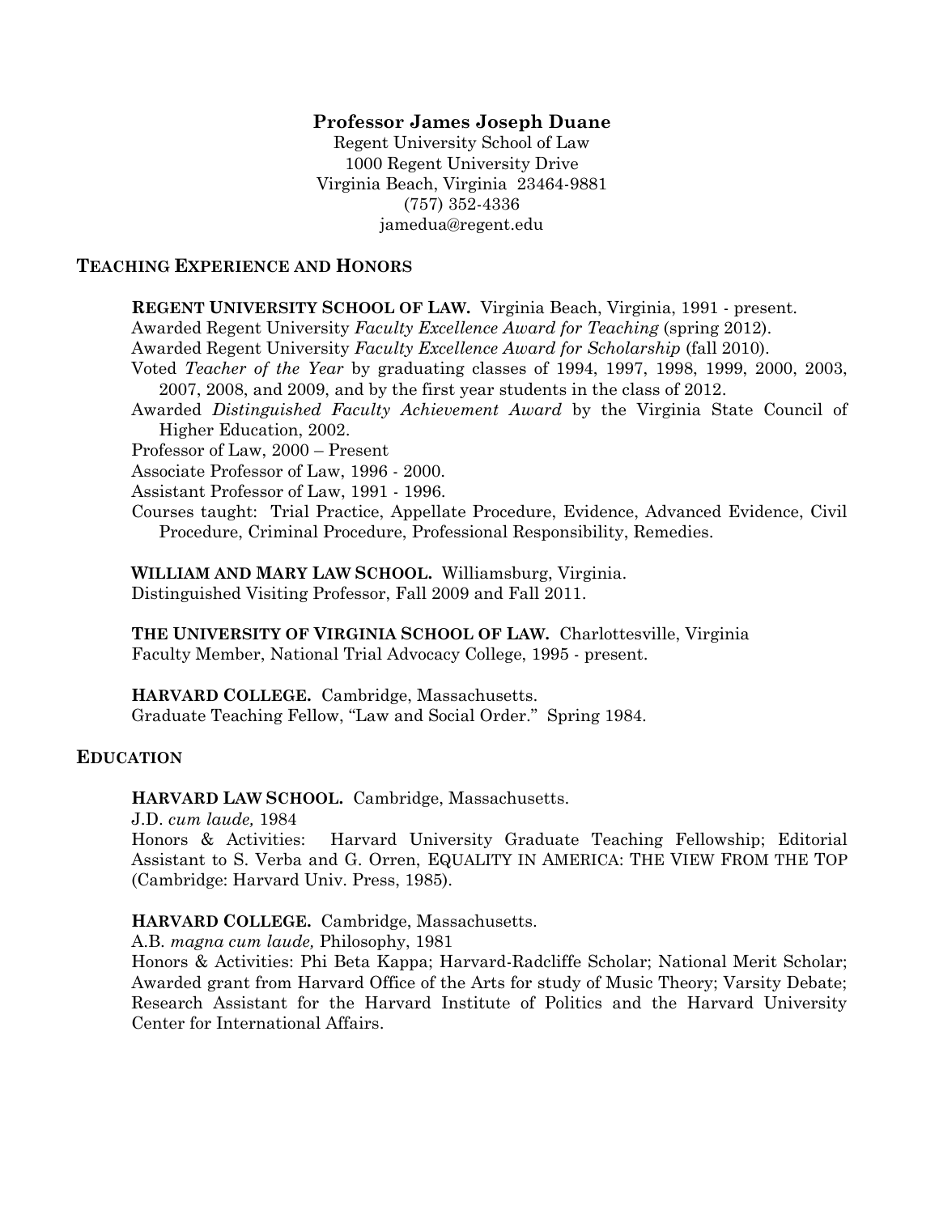# Professor James Joseph Duane

Regent University School of Law
1000 Regent University Drive
Virginia Beach, Virginia 23464-9881
(757) 352-4336
jamedua@regent.edu

## TEACHING EXPERIENCE AND HONORS

**REGENT UNIVERSITY SCHOOL OF LAW.** Virginia Beach, Virginia, 1991 - present.
Awarded Regent University *Faculty Excellence Award for Teaching* (spring 2012).
Awarded Regent University *Faculty Excellence Award for Scholarship* (fall 2010).
Voted *Teacher of the Year* by graduating classes of 1994, 1997, 1998, 1999, 2000, 2003, 2007, 2008, and 2009, and by the first year students in the class of 2012.
Awarded *Distinguished Faculty Achievement Award* by the Virginia State Council of Higher Education, 2002.
Professor of Law, 2000 – Present
Associate Professor of Law, 1996 - 2000.
Assistant Professor of Law, 1991 - 1996.
Courses taught: Trial Practice, Appellate Procedure, Evidence, Advanced Evidence, Civil Procedure, Criminal Procedure, Professional Responsibility, Remedies.

**WILLIAM AND MARY LAW SCHOOL.** Williamsburg, Virginia.
Distinguished Visiting Professor, Fall 2009 and Fall 2011.

**THE UNIVERSITY OF VIRGINIA SCHOOL OF LAW.** Charlottesville, Virginia
Faculty Member, National Trial Advocacy College, 1995 - present.

**HARVARD COLLEGE.** Cambridge, Massachusetts.
Graduate Teaching Fellow, "Law and Social Order." Spring 1984.

## EDUCATION

**HARVARD LAW SCHOOL.** Cambridge, Massachusetts.
J.D. *cum laude,* 1984
Honors & Activities: Harvard University Graduate Teaching Fellowship; Editorial Assistant to S. Verba and G. Orren, EQUALITY IN AMERICA: THE VIEW FROM THE TOP (Cambridge: Harvard Univ. Press, 1985).

**HARVARD COLLEGE.** Cambridge, Massachusetts.
A.B. *magna cum laude,* Philosophy, 1981
Honors & Activities: Phi Beta Kappa; Harvard-Radcliffe Scholar; National Merit Scholar; Awarded grant from Harvard Office of the Arts for study of Music Theory; Varsity Debate; Research Assistant for the Harvard Institute of Politics and the Harvard University Center for International Affairs.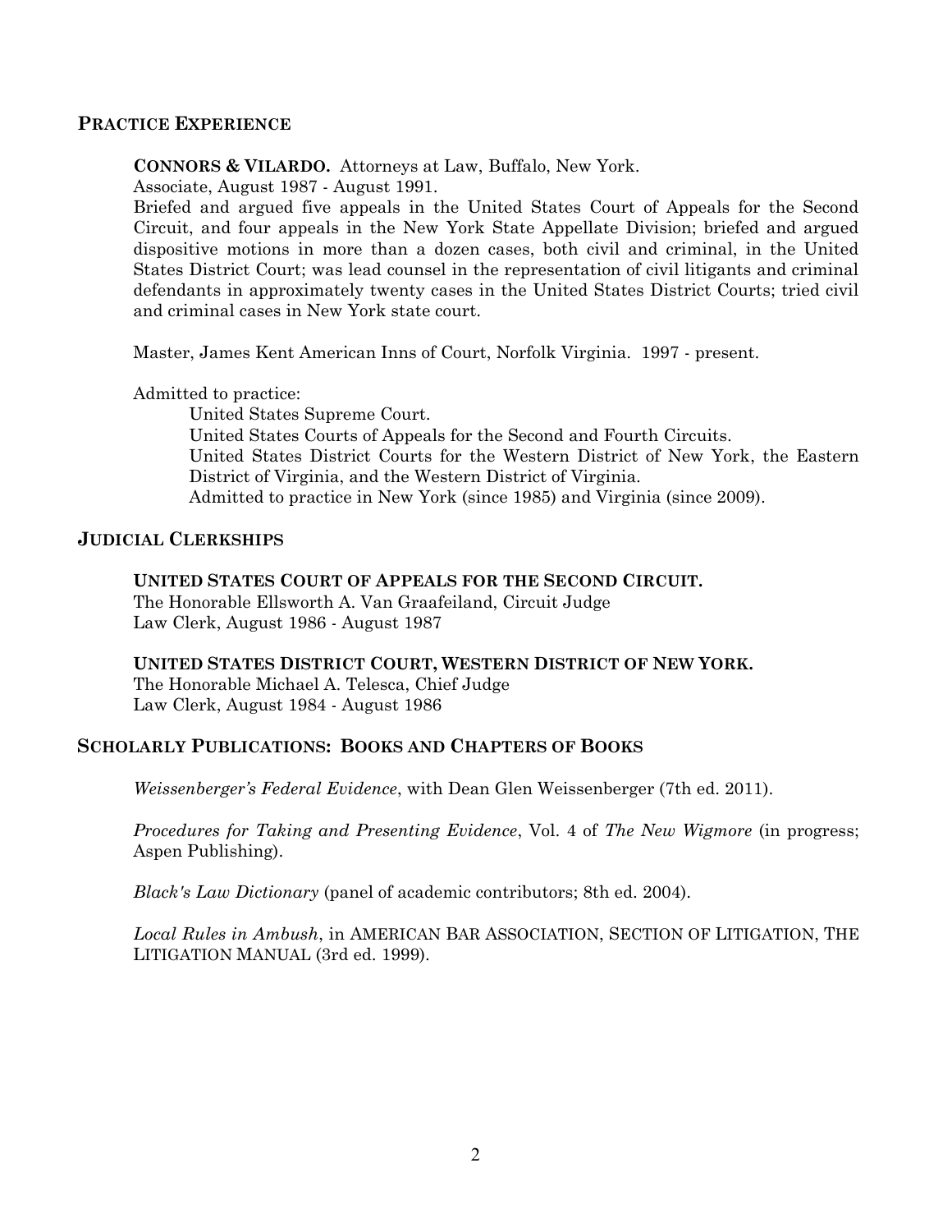## PRACTICE EXPERIENCE

**CONNORS & VILARDO.** Attorneys at Law, Buffalo, New York.
Associate, August 1987 - August 1991.
Briefed and argued five appeals in the United States Court of Appeals for the Second Circuit, and four appeals in the New York State Appellate Division; briefed and argued dispositive motions in more than a dozen cases, both civil and criminal, in the United States District Court; was lead counsel in the representation of civil litigants and criminal defendants in approximately twenty cases in the United States District Courts; tried civil and criminal cases in New York state court.

Master, James Kent American Inns of Court, Norfolk Virginia. 1997 - present.

Admitted to practice:

- United States Supreme Court.
- United States Courts of Appeals for the Second and Fourth Circuits.
- United States District Courts for the Western District of New York, the Eastern District of Virginia, and the Western District of Virginia.
- Admitted to practice in New York (since 1985) and Virginia (since 2009).

## JUDICIAL CLERKSHIPS

**UNITED STATES COURT OF APPEALS FOR THE SECOND CIRCUIT.**
The Honorable Ellsworth A. Van Graafeiland, Circuit Judge
Law Clerk, August 1986 - August 1987

**UNITED STATES DISTRICT COURT, WESTERN DISTRICT OF NEW YORK.**
The Honorable Michael A. Telesca, Chief Judge
Law Clerk, August 1984 - August 1986

## SCHOLARLY PUBLICATIONS: BOOKS AND CHAPTERS OF BOOKS

*Weissenberger's Federal Evidence*, with Dean Glen Weissenberger (7th ed. 2011).

*Procedures for Taking and Presenting Evidence*, Vol. 4 of *The New Wigmore* (in progress; Aspen Publishing).

*Black's Law Dictionary* (panel of academic contributors; 8th ed. 2004).

*Local Rules in Ambush*, in AMERICAN BAR ASSOCIATION, SECTION OF LITIGATION, THE LITIGATION MANUAL (3rd ed. 1999).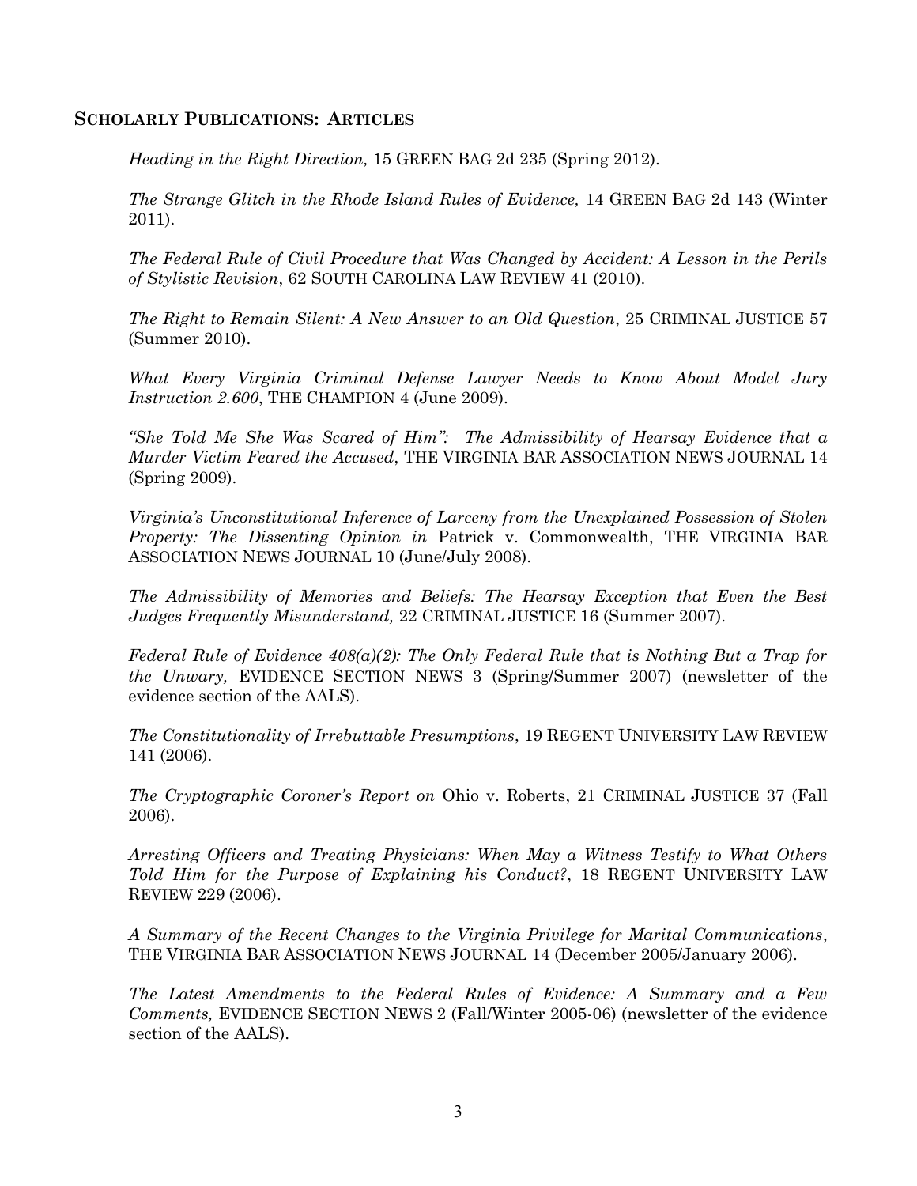## SCHOLARLY PUBLICATIONS: ARTICLES

*Heading in the Right Direction,* 15 GREEN BAG 2d 235 (Spring 2012).

*The Strange Glitch in the Rhode Island Rules of Evidence,* 14 GREEN BAG 2d 143 (Winter 2011).

*The Federal Rule of Civil Procedure that Was Changed by Accident: A Lesson in the Perils of Stylistic Revision*, 62 SOUTH CAROLINA LAW REVIEW 41 (2010).

*The Right to Remain Silent: A New Answer to an Old Question*, 25 CRIMINAL JUSTICE 57 (Summer 2010).

*What Every Virginia Criminal Defense Lawyer Needs to Know About Model Jury Instruction 2.600*, THE CHAMPION 4 (June 2009).

*"She Told Me She Was Scared of Him": The Admissibility of Hearsay Evidence that a Murder Victim Feared the Accused*, THE VIRGINIA BAR ASSOCIATION NEWS JOURNAL 14 (Spring 2009).

*Virginia's Unconstitutional Inference of Larceny from the Unexplained Possession of Stolen Property: The Dissenting Opinion in* Patrick v. Commonwealth, THE VIRGINIA BAR ASSOCIATION NEWS JOURNAL 10 (June/July 2008).

*The Admissibility of Memories and Beliefs: The Hearsay Exception that Even the Best Judges Frequently Misunderstand,* 22 CRIMINAL JUSTICE 16 (Summer 2007).

*Federal Rule of Evidence 408(a)(2): The Only Federal Rule that is Nothing But a Trap for the Unwary,* EVIDENCE SECTION NEWS 3 (Spring/Summer 2007) (newsletter of the evidence section of the AALS).

*The Constitutionality of Irrebuttable Presumptions*, 19 REGENT UNIVERSITY LAW REVIEW 141 (2006).

*The Cryptographic Coroner's Report on* Ohio v. Roberts, 21 CRIMINAL JUSTICE 37 (Fall 2006).

*Arresting Officers and Treating Physicians: When May a Witness Testify to What Others Told Him for the Purpose of Explaining his Conduct?*, 18 REGENT UNIVERSITY LAW REVIEW 229 (2006).

*A Summary of the Recent Changes to the Virginia Privilege for Marital Communications*, THE VIRGINIA BAR ASSOCIATION NEWS JOURNAL 14 (December 2005/January 2006).

*The Latest Amendments to the Federal Rules of Evidence: A Summary and a Few Comments,* EVIDENCE SECTION NEWS 2 (Fall/Winter 2005-06) (newsletter of the evidence section of the AALS).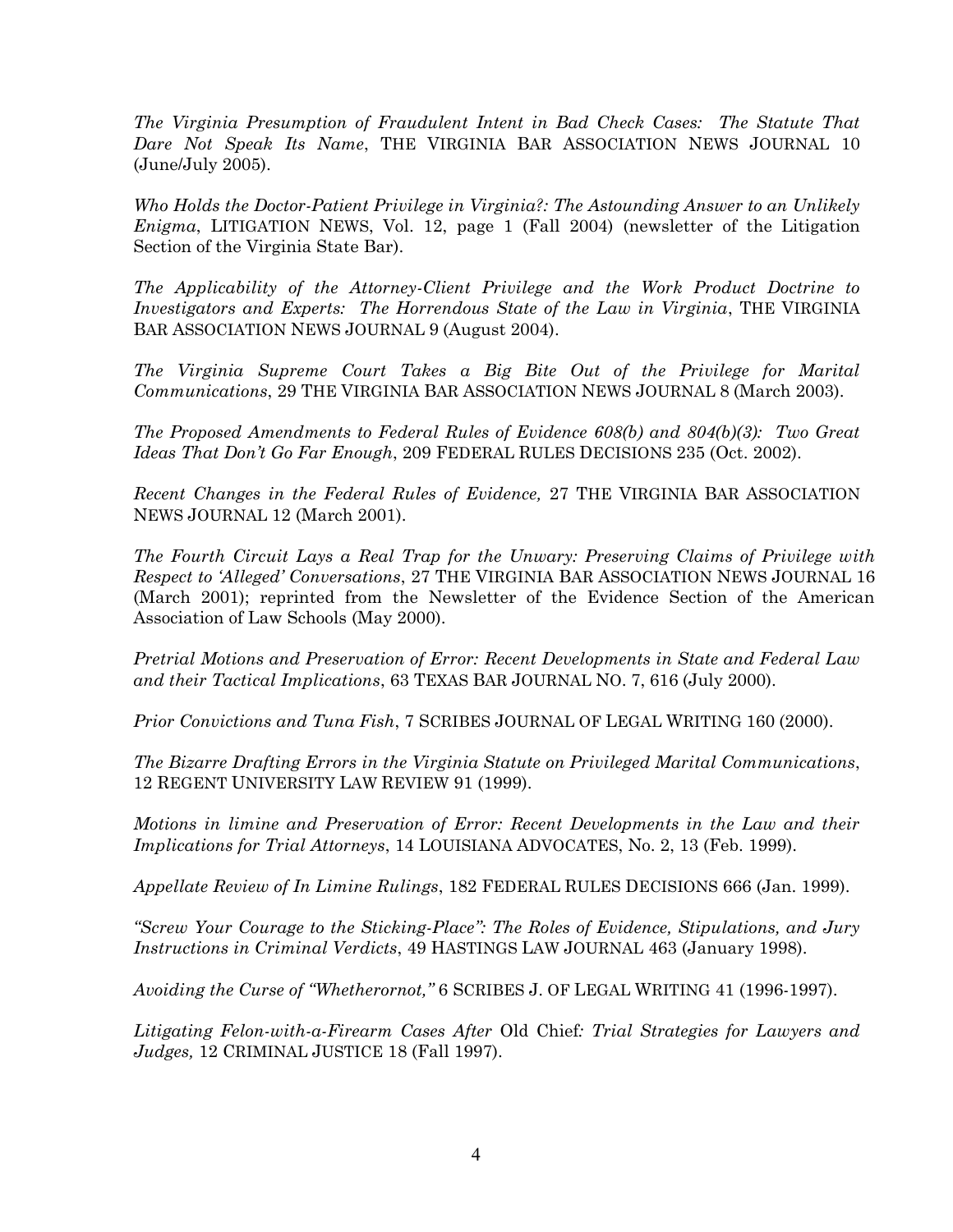*The Virginia Presumption of Fraudulent Intent in Bad Check Cases: The Statute That Dare Not Speak Its Name*, THE VIRGINIA BAR ASSOCIATION NEWS JOURNAL 10 (June/July 2005).

*Who Holds the Doctor-Patient Privilege in Virginia?: The Astounding Answer to an Unlikely Enigma*, LITIGATION NEWS, Vol. 12, page 1 (Fall 2004) (newsletter of the Litigation Section of the Virginia State Bar).

*The Applicability of the Attorney-Client Privilege and the Work Product Doctrine to Investigators and Experts: The Horrendous State of the Law in Virginia*, THE VIRGINIA BAR ASSOCIATION NEWS JOURNAL 9 (August 2004).

*The Virginia Supreme Court Takes a Big Bite Out of the Privilege for Marital Communications*, 29 THE VIRGINIA BAR ASSOCIATION NEWS JOURNAL 8 (March 2003).

*The Proposed Amendments to Federal Rules of Evidence 608(b) and 804(b)(3): Two Great Ideas That Don't Go Far Enough*, 209 FEDERAL RULES DECISIONS 235 (Oct. 2002).

*Recent Changes in the Federal Rules of Evidence,* 27 THE VIRGINIA BAR ASSOCIATION NEWS JOURNAL 12 (March 2001).

*The Fourth Circuit Lays a Real Trap for the Unwary: Preserving Claims of Privilege with Respect to 'Alleged' Conversations*, 27 THE VIRGINIA BAR ASSOCIATION NEWS JOURNAL 16 (March 2001); reprinted from the Newsletter of the Evidence Section of the American Association of Law Schools (May 2000).

*Pretrial Motions and Preservation of Error: Recent Developments in State and Federal Law and their Tactical Implications*, 63 TEXAS BAR JOURNAL NO. 7, 616 (July 2000).

*Prior Convictions and Tuna Fish*, 7 SCRIBES JOURNAL OF LEGAL WRITING 160 (2000).

*The Bizarre Drafting Errors in the Virginia Statute on Privileged Marital Communications*, 12 REGENT UNIVERSITY LAW REVIEW 91 (1999).

*Motions in limine and Preservation of Error: Recent Developments in the Law and their Implications for Trial Attorneys*, 14 LOUISIANA ADVOCATES, No. 2, 13 (Feb. 1999).

*Appellate Review of In Limine Rulings*, 182 FEDERAL RULES DECISIONS 666 (Jan. 1999).

*"Screw Your Courage to the Sticking-Place": The Roles of Evidence, Stipulations, and Jury Instructions in Criminal Verdicts*, 49 HASTINGS LAW JOURNAL 463 (January 1998).

*Avoiding the Curse of "Whetherornot,"* 6 SCRIBES J. OF LEGAL WRITING 41 (1996-1997).

*Litigating Felon-with-a-Firearm Cases After* Old Chief*: Trial Strategies for Lawyers and Judges,* 12 CRIMINAL JUSTICE 18 (Fall 1997).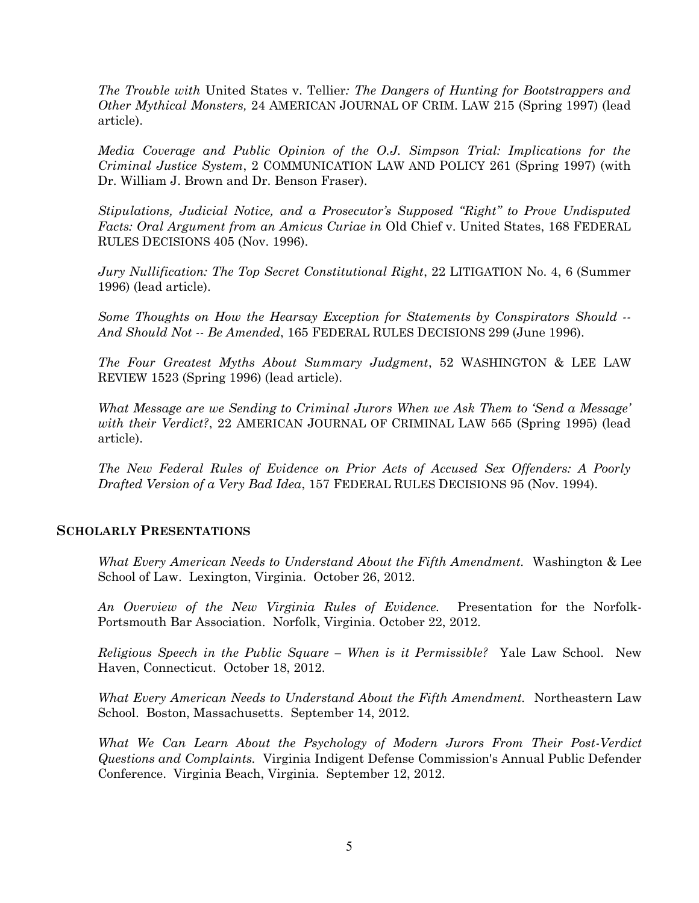*The Trouble with* United States v. Tellier*: The Dangers of Hunting for Bootstrappers and Other Mythical Monsters,* 24 AMERICAN JOURNAL OF CRIM. LAW 215 (Spring 1997) (lead article).

*Media Coverage and Public Opinion of the O.J. Simpson Trial: Implications for the Criminal Justice System*, 2 COMMUNICATION LAW AND POLICY 261 (Spring 1997) (with Dr. William J. Brown and Dr. Benson Fraser).

*Stipulations, Judicial Notice, and a Prosecutor's Supposed "Right" to Prove Undisputed Facts: Oral Argument from an Amicus Curiae in* Old Chief v. United States, 168 FEDERAL RULES DECISIONS 405 (Nov. 1996).

*Jury Nullification: The Top Secret Constitutional Right*, 22 LITIGATION No. 4, 6 (Summer 1996) (lead article).

*Some Thoughts on How the Hearsay Exception for Statements by Conspirators Should -- And Should Not -- Be Amended*, 165 FEDERAL RULES DECISIONS 299 (June 1996).

*The Four Greatest Myths About Summary Judgment*, 52 WASHINGTON & LEE LAW REVIEW 1523 (Spring 1996) (lead article).

*What Message are we Sending to Criminal Jurors When we Ask Them to 'Send a Message' with their Verdict?*, 22 AMERICAN JOURNAL OF CRIMINAL LAW 565 (Spring 1995) (lead article).

*The New Federal Rules of Evidence on Prior Acts of Accused Sex Offenders: A Poorly Drafted Version of a Very Bad Idea*, 157 FEDERAL RULES DECISIONS 95 (Nov. 1994).

## SCHOLARLY PRESENTATIONS

*What Every American Needs to Understand About the Fifth Amendment.* Washington & Lee School of Law. Lexington, Virginia. October 26, 2012.

*An Overview of the New Virginia Rules of Evidence.* Presentation for the Norfolk-Portsmouth Bar Association. Norfolk, Virginia. October 22, 2012.

*Religious Speech in the Public Square – When is it Permissible?* Yale Law School. New Haven, Connecticut. October 18, 2012.

*What Every American Needs to Understand About the Fifth Amendment.* Northeastern Law School. Boston, Massachusetts. September 14, 2012.

*What We Can Learn About the Psychology of Modern Jurors From Their Post-Verdict Questions and Complaints.* Virginia Indigent Defense Commission's Annual Public Defender Conference. Virginia Beach, Virginia. September 12, 2012.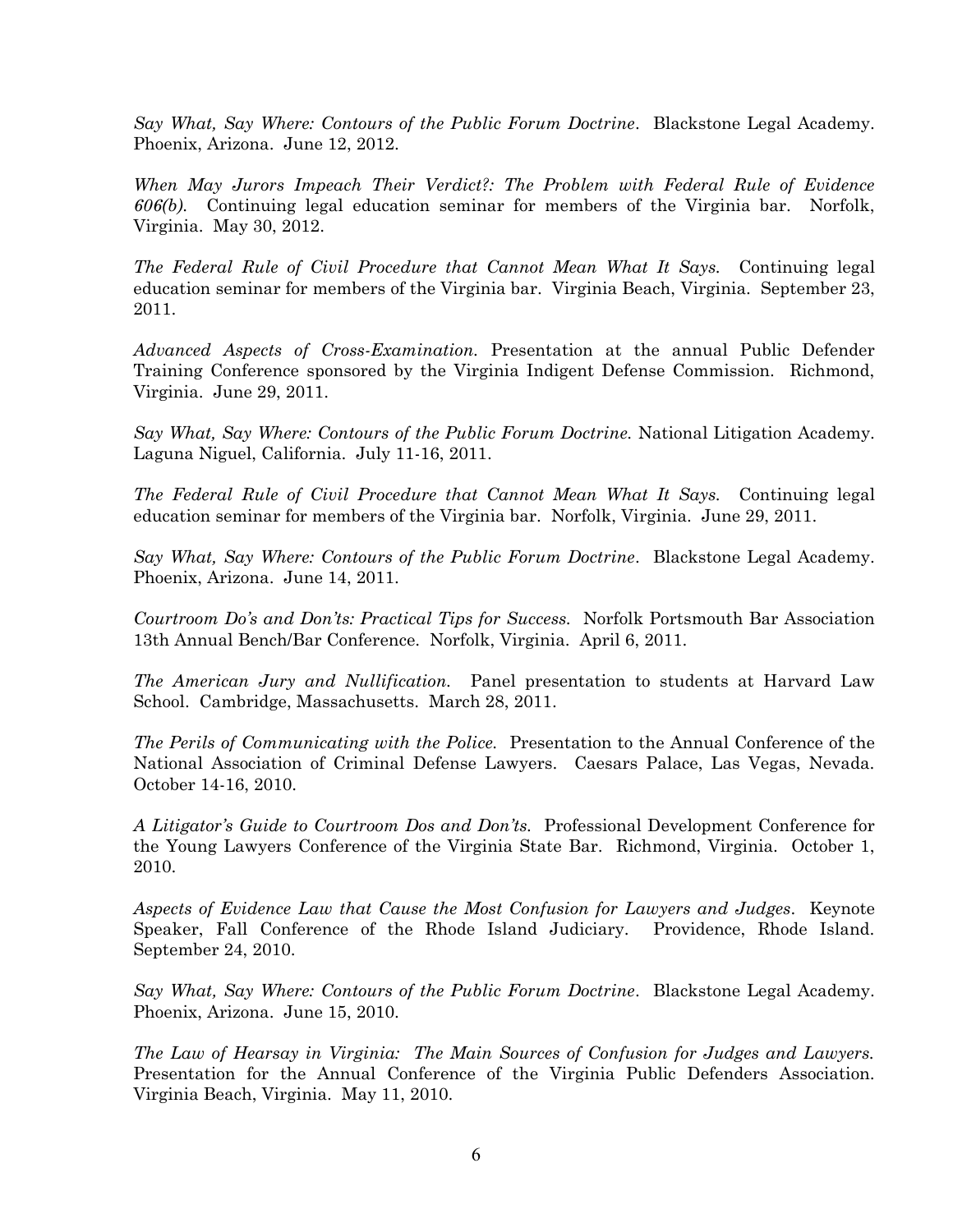*Say What, Say Where: Contours of the Public Forum Doctrine*. Blackstone Legal Academy. Phoenix, Arizona. June 12, 2012.

*When May Jurors Impeach Their Verdict?: The Problem with Federal Rule of Evidence 606(b).* Continuing legal education seminar for members of the Virginia bar. Norfolk, Virginia. May 30, 2012.

*The Federal Rule of Civil Procedure that Cannot Mean What It Says.* Continuing legal education seminar for members of the Virginia bar. Virginia Beach, Virginia. September 23, 2011.

*Advanced Aspects of Cross-Examination.* Presentation at the annual Public Defender Training Conference sponsored by the Virginia Indigent Defense Commission. Richmond, Virginia. June 29, 2011.

*Say What, Say Where: Contours of the Public Forum Doctrine.* National Litigation Academy. Laguna Niguel, California. July 11-16, 2011.

*The Federal Rule of Civil Procedure that Cannot Mean What It Says.* Continuing legal education seminar for members of the Virginia bar. Norfolk, Virginia. June 29, 2011.

*Say What, Say Where: Contours of the Public Forum Doctrine*. Blackstone Legal Academy. Phoenix, Arizona. June 14, 2011.

*Courtroom Do's and Don'ts: Practical Tips for Success.* Norfolk Portsmouth Bar Association 13th Annual Bench/Bar Conference. Norfolk, Virginia. April 6, 2011.

*The American Jury and Nullification.* Panel presentation to students at Harvard Law School. Cambridge, Massachusetts. March 28, 2011.

*The Perils of Communicating with the Police.* Presentation to the Annual Conference of the National Association of Criminal Defense Lawyers. Caesars Palace, Las Vegas, Nevada. October 14-16, 2010.

*A Litigator's Guide to Courtroom Dos and Don'ts.* Professional Development Conference for the Young Lawyers Conference of the Virginia State Bar. Richmond, Virginia. October 1, 2010.

*Aspects of Evidence Law that Cause the Most Confusion for Lawyers and Judges*. Keynote Speaker, Fall Conference of the Rhode Island Judiciary. Providence, Rhode Island. September 24, 2010.

*Say What, Say Where: Contours of the Public Forum Doctrine*. Blackstone Legal Academy. Phoenix, Arizona. June 15, 2010.

*The Law of Hearsay in Virginia: The Main Sources of Confusion for Judges and Lawyers.* Presentation for the Annual Conference of the Virginia Public Defenders Association. Virginia Beach, Virginia. May 11, 2010.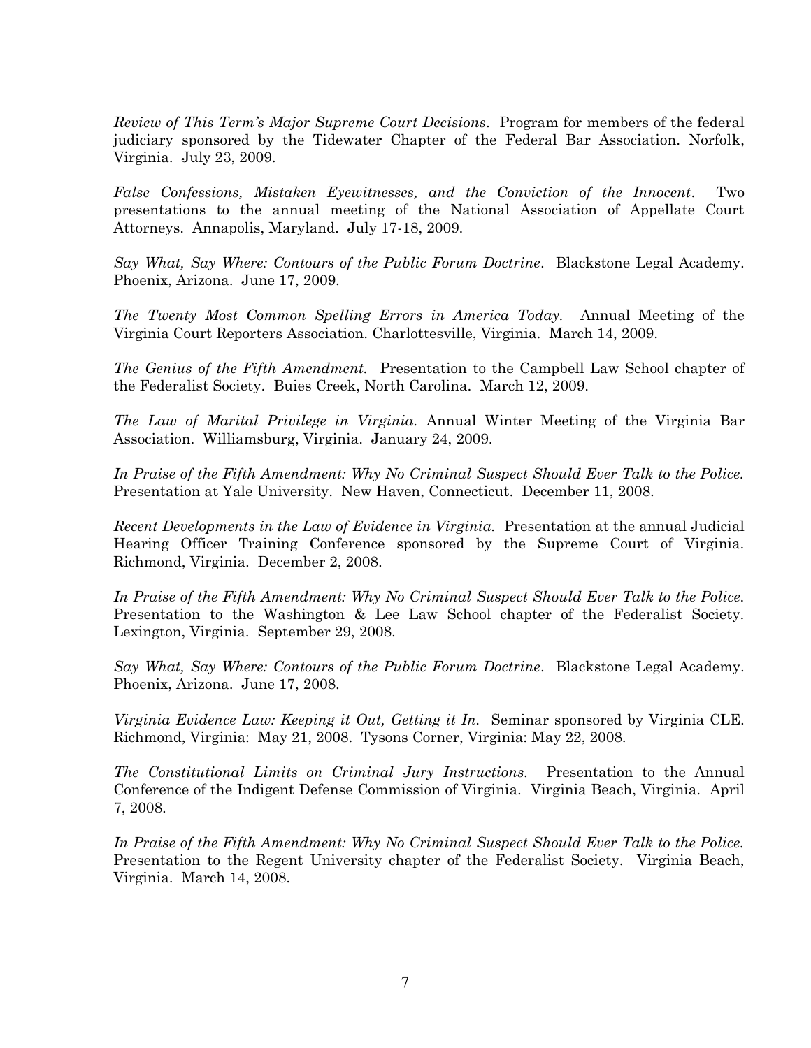*Review of This Term's Major Supreme Court Decisions*. Program for members of the federal judiciary sponsored by the Tidewater Chapter of the Federal Bar Association. Norfolk, Virginia. July 23, 2009.

*False Confessions, Mistaken Eyewitnesses, and the Conviction of the Innocent*. Two presentations to the annual meeting of the National Association of Appellate Court Attorneys. Annapolis, Maryland. July 17-18, 2009.

*Say What, Say Where: Contours of the Public Forum Doctrine*. Blackstone Legal Academy. Phoenix, Arizona. June 17, 2009.

*The Twenty Most Common Spelling Errors in America Today.* Annual Meeting of the Virginia Court Reporters Association. Charlottesville, Virginia. March 14, 2009.

*The Genius of the Fifth Amendment.* Presentation to the Campbell Law School chapter of the Federalist Society. Buies Creek, North Carolina. March 12, 2009.

*The Law of Marital Privilege in Virginia.* Annual Winter Meeting of the Virginia Bar Association. Williamsburg, Virginia. January 24, 2009.

*In Praise of the Fifth Amendment: Why No Criminal Suspect Should Ever Talk to the Police.* Presentation at Yale University. New Haven, Connecticut. December 11, 2008.

*Recent Developments in the Law of Evidence in Virginia.* Presentation at the annual Judicial Hearing Officer Training Conference sponsored by the Supreme Court of Virginia. Richmond, Virginia. December 2, 2008.

*In Praise of the Fifth Amendment: Why No Criminal Suspect Should Ever Talk to the Police.* Presentation to the Washington & Lee Law School chapter of the Federalist Society. Lexington, Virginia. September 29, 2008.

*Say What, Say Where: Contours of the Public Forum Doctrine*. Blackstone Legal Academy. Phoenix, Arizona. June 17, 2008.

*Virginia Evidence Law: Keeping it Out, Getting it In.* Seminar sponsored by Virginia CLE. Richmond, Virginia: May 21, 2008. Tysons Corner, Virginia: May 22, 2008.

*The Constitutional Limits on Criminal Jury Instructions.* Presentation to the Annual Conference of the Indigent Defense Commission of Virginia. Virginia Beach, Virginia. April 7, 2008.

*In Praise of the Fifth Amendment: Why No Criminal Suspect Should Ever Talk to the Police.* Presentation to the Regent University chapter of the Federalist Society. Virginia Beach, Virginia. March 14, 2008.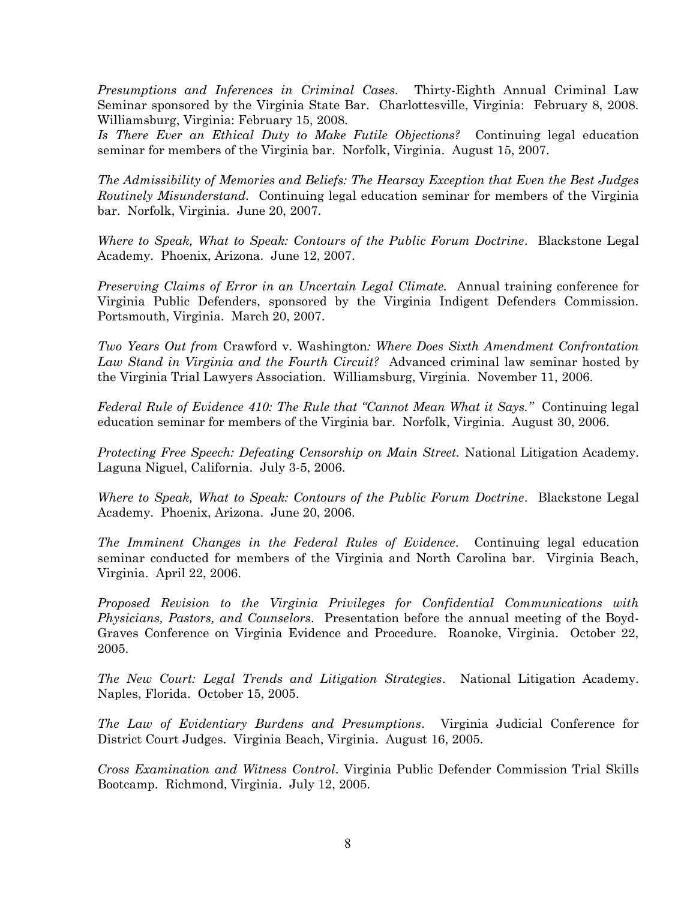*Presumptions and Inferences in Criminal Cases.* Thirty-Eighth Annual Criminal Law Seminar sponsored by the Virginia State Bar. Charlottesville, Virginia: February 8, 2008. Williamsburg, Virginia: February 15, 2008.

*Is There Ever an Ethical Duty to Make Futile Objections?* Continuing legal education seminar for members of the Virginia bar. Norfolk, Virginia. August 15, 2007.

*The Admissibility of Memories and Beliefs: The Hearsay Exception that Even the Best Judges Routinely Misunderstand.* Continuing legal education seminar for members of the Virginia bar. Norfolk, Virginia. June 20, 2007.

*Where to Speak, What to Speak: Contours of the Public Forum Doctrine*. Blackstone Legal Academy. Phoenix, Arizona. June 12, 2007.

*Preserving Claims of Error in an Uncertain Legal Climate.* Annual training conference for Virginia Public Defenders, sponsored by the Virginia Indigent Defenders Commission. Portsmouth, Virginia. March 20, 2007.

*Two Years Out from* Crawford v. Washington*: Where Does Sixth Amendment Confrontation Law Stand in Virginia and the Fourth Circuit?* Advanced criminal law seminar hosted by the Virginia Trial Lawyers Association. Williamsburg, Virginia. November 11, 2006.

*Federal Rule of Evidence 410: The Rule that "Cannot Mean What it Says."* Continuing legal education seminar for members of the Virginia bar. Norfolk, Virginia. August 30, 2006.

*Protecting Free Speech: Defeating Censorship on Main Street.* National Litigation Academy. Laguna Niguel, California. July 3-5, 2006.

*Where to Speak, What to Speak: Contours of the Public Forum Doctrine*. Blackstone Legal Academy. Phoenix, Arizona. June 20, 2006.

*The Imminent Changes in the Federal Rules of Evidence*. Continuing legal education seminar conducted for members of the Virginia and North Carolina bar. Virginia Beach, Virginia. April 22, 2006.

*Proposed Revision to the Virginia Privileges for Confidential Communications with Physicians, Pastors, and Counselors*. Presentation before the annual meeting of the Boyd-Graves Conference on Virginia Evidence and Procedure. Roanoke, Virginia. October 22, 2005.

*The New Court: Legal Trends and Litigation Strategies*. National Litigation Academy. Naples, Florida. October 15, 2005.

*The Law of Evidentiary Burdens and Presumptions*. Virginia Judicial Conference for District Court Judges. Virginia Beach, Virginia. August 16, 2005.

*Cross Examination and Witness Control*. Virginia Public Defender Commission Trial Skills Bootcamp. Richmond, Virginia. July 12, 2005.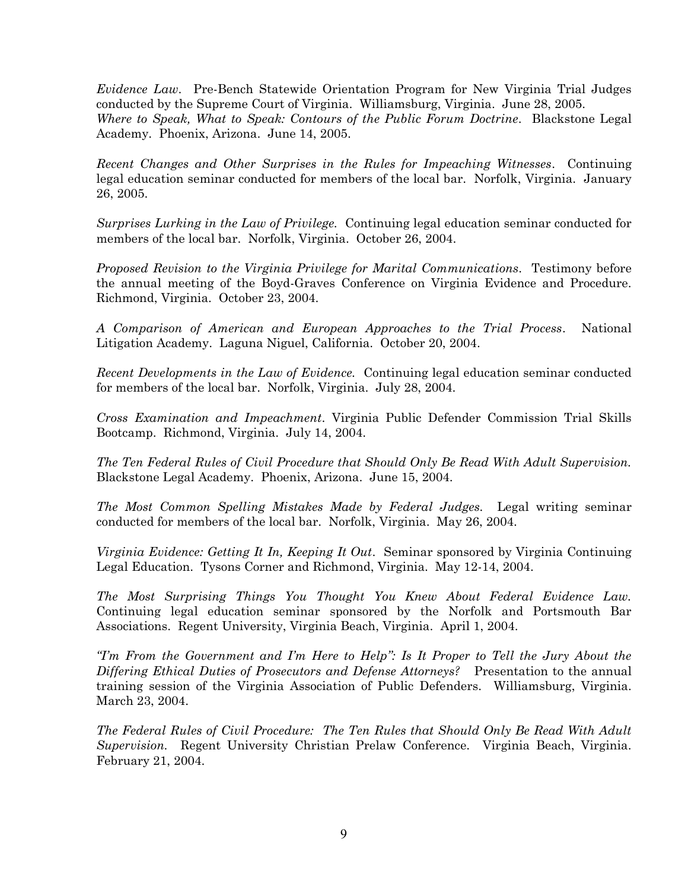*Evidence Law*. Pre-Bench Statewide Orientation Program for New Virginia Trial Judges conducted by the Supreme Court of Virginia. Williamsburg, Virginia. June 28, 2005.
*Where to Speak, What to Speak: Contours of the Public Forum Doctrine*. Blackstone Legal Academy. Phoenix, Arizona. June 14, 2005.

*Recent Changes and Other Surprises in the Rules for Impeaching Witnesses*. Continuing legal education seminar conducted for members of the local bar. Norfolk, Virginia. January 26, 2005.

*Surprises Lurking in the Law of Privilege.* Continuing legal education seminar conducted for members of the local bar. Norfolk, Virginia. October 26, 2004.

*Proposed Revision to the Virginia Privilege for Marital Communications*. Testimony before the annual meeting of the Boyd-Graves Conference on Virginia Evidence and Procedure. Richmond, Virginia. October 23, 2004.

*A Comparison of American and European Approaches to the Trial Process*. National Litigation Academy. Laguna Niguel, California. October 20, 2004.

*Recent Developments in the Law of Evidence.* Continuing legal education seminar conducted for members of the local bar. Norfolk, Virginia. July 28, 2004.

*Cross Examination and Impeachment*. Virginia Public Defender Commission Trial Skills Bootcamp. Richmond, Virginia. July 14, 2004.

*The Ten Federal Rules of Civil Procedure that Should Only Be Read With Adult Supervision.* Blackstone Legal Academy. Phoenix, Arizona. June 15, 2004.

*The Most Common Spelling Mistakes Made by Federal Judges.* Legal writing seminar conducted for members of the local bar. Norfolk, Virginia. May 26, 2004.

*Virginia Evidence: Getting It In, Keeping It Out*. Seminar sponsored by Virginia Continuing Legal Education. Tysons Corner and Richmond, Virginia. May 12-14, 2004.

*The Most Surprising Things You Thought You Knew About Federal Evidence Law.* Continuing legal education seminar sponsored by the Norfolk and Portsmouth Bar Associations. Regent University, Virginia Beach, Virginia. April 1, 2004.

*"I'm From the Government and I'm Here to Help": Is It Proper to Tell the Jury About the Differing Ethical Duties of Prosecutors and Defense Attorneys?* Presentation to the annual training session of the Virginia Association of Public Defenders. Williamsburg, Virginia. March 23, 2004.

*The Federal Rules of Civil Procedure: The Ten Rules that Should Only Be Read With Adult Supervision.* Regent University Christian Prelaw Conference. Virginia Beach, Virginia. February 21, 2004.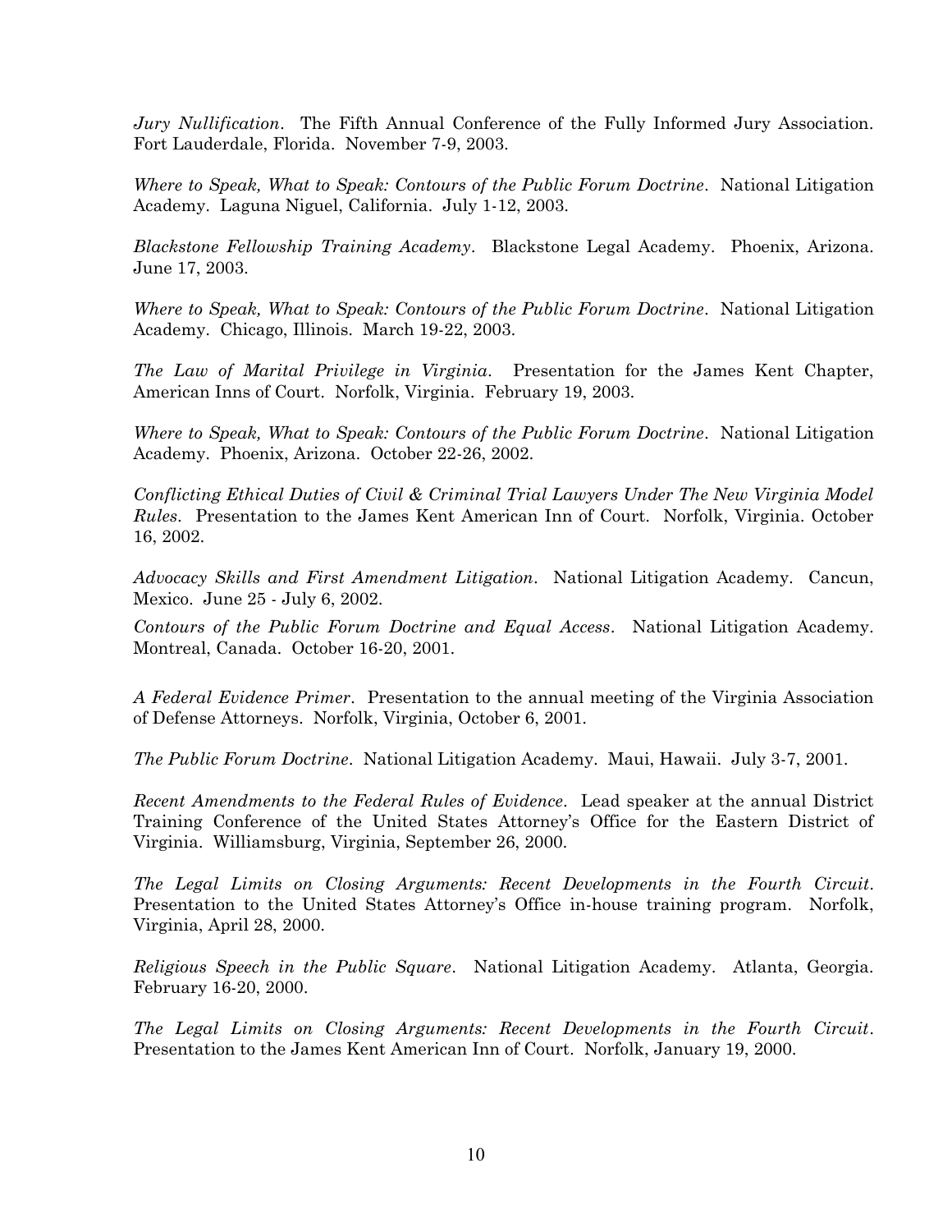*Jury Nullification*. The Fifth Annual Conference of the Fully Informed Jury Association. Fort Lauderdale, Florida. November 7-9, 2003.

*Where to Speak, What to Speak: Contours of the Public Forum Doctrine*. National Litigation Academy. Laguna Niguel, California. July 1-12, 2003.

*Blackstone Fellowship Training Academy*. Blackstone Legal Academy. Phoenix, Arizona. June 17, 2003.

*Where to Speak, What to Speak: Contours of the Public Forum Doctrine*. National Litigation Academy. Chicago, Illinois. March 19-22, 2003.

*The Law of Marital Privilege in Virginia*. Presentation for the James Kent Chapter, American Inns of Court. Norfolk, Virginia. February 19, 2003.

*Where to Speak, What to Speak: Contours of the Public Forum Doctrine*. National Litigation Academy. Phoenix, Arizona. October 22-26, 2002.

*Conflicting Ethical Duties of Civil & Criminal Trial Lawyers Under The New Virginia Model Rules*. Presentation to the James Kent American Inn of Court. Norfolk, Virginia. October 16, 2002.

*Advocacy Skills and First Amendment Litigation*. National Litigation Academy. Cancun, Mexico. June 25 - July 6, 2002.

*Contours of the Public Forum Doctrine and Equal Access*. National Litigation Academy. Montreal, Canada. October 16-20, 2001.

*A Federal Evidence Primer*. Presentation to the annual meeting of the Virginia Association of Defense Attorneys. Norfolk, Virginia, October 6, 2001.

*The Public Forum Doctrine*. National Litigation Academy. Maui, Hawaii. July 3-7, 2001.

*Recent Amendments to the Federal Rules of Evidence*. Lead speaker at the annual District Training Conference of the United States Attorney's Office for the Eastern District of Virginia. Williamsburg, Virginia, September 26, 2000.

*The Legal Limits on Closing Arguments: Recent Developments in the Fourth Circuit*. Presentation to the United States Attorney's Office in-house training program. Norfolk, Virginia, April 28, 2000.

*Religious Speech in the Public Square*. National Litigation Academy. Atlanta, Georgia. February 16-20, 2000.

*The Legal Limits on Closing Arguments: Recent Developments in the Fourth Circuit*. Presentation to the James Kent American Inn of Court. Norfolk, January 19, 2000.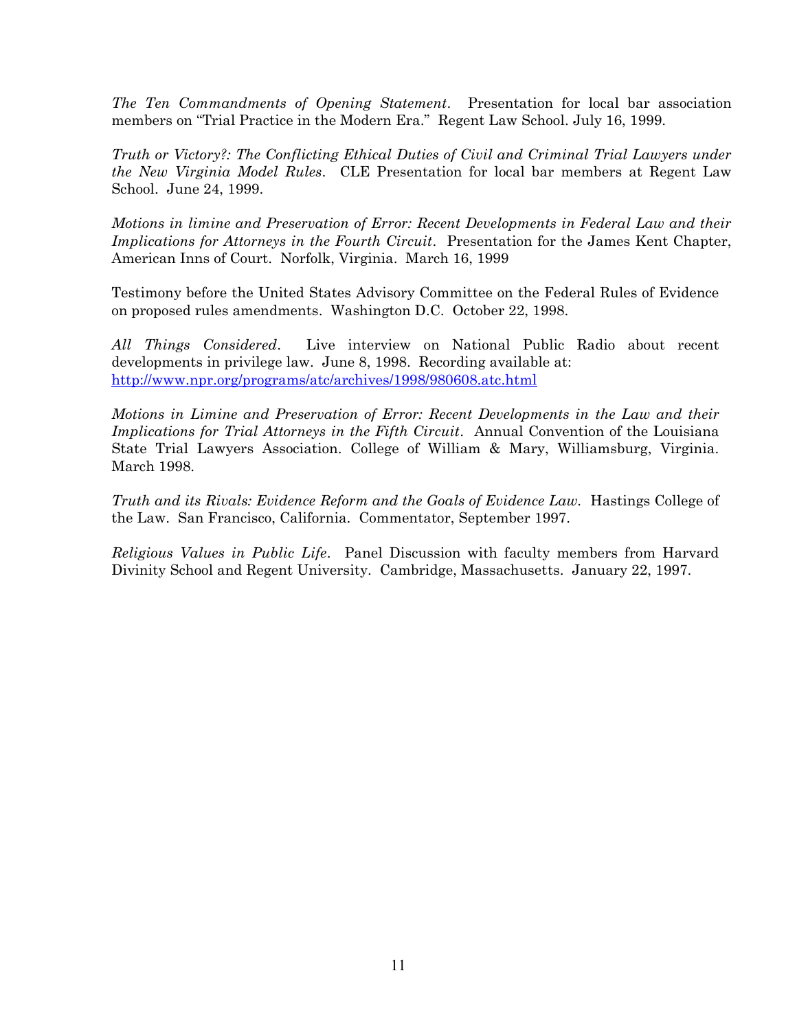*The Ten Commandments of Opening Statement*. Presentation for local bar association members on "Trial Practice in the Modern Era." Regent Law School. July 16, 1999.

*Truth or Victory?: The Conflicting Ethical Duties of Civil and Criminal Trial Lawyers under the New Virginia Model Rules*. CLE Presentation for local bar members at Regent Law School. June 24, 1999.

*Motions in limine and Preservation of Error: Recent Developments in Federal Law and their Implications for Attorneys in the Fourth Circuit*. Presentation for the James Kent Chapter, American Inns of Court. Norfolk, Virginia. March 16, 1999

Testimony before the United States Advisory Committee on the Federal Rules of Evidence on proposed rules amendments. Washington D.C. October 22, 1998.

*All Things Considered*. Live interview on National Public Radio about recent developments in privilege law. June 8, 1998. Recording available at: http://www.npr.org/programs/atc/archives/1998/980608.atc.html

*Motions in Limine and Preservation of Error: Recent Developments in the Law and their Implications for Trial Attorneys in the Fifth Circuit*. Annual Convention of the Louisiana State Trial Lawyers Association. College of William & Mary, Williamsburg, Virginia. March 1998.

*Truth and its Rivals: Evidence Reform and the Goals of Evidence Law*. Hastings College of the Law. San Francisco, California. Commentator, September 1997.

*Religious Values in Public Life*. Panel Discussion with faculty members from Harvard Divinity School and Regent University. Cambridge, Massachusetts. January 22, 1997.